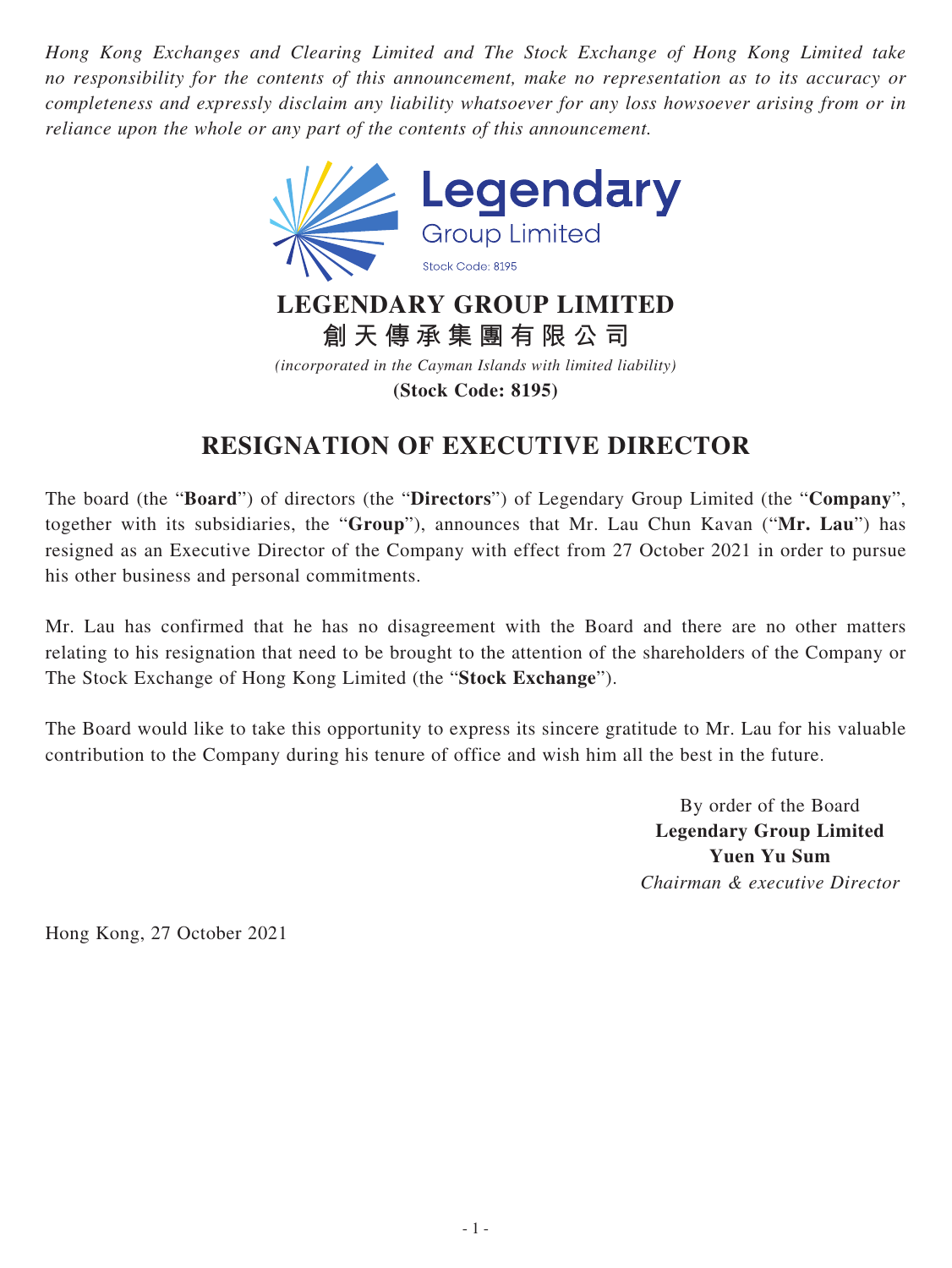*Hong Kong Exchanges and Clearing Limited and The Stock Exchange of Hong Kong Limited take no responsibility for the contents of this announcement, make no representation as to its accuracy or completeness and expressly disclaim any liability whatsoever for any loss howsoever arising from or in reliance upon the whole or any part of the contents of this announcement.*

Legendary Group Limited
Stock Code: 8195

**LEGENDARY GROUP LIMITED**
**創天傳承集團有限公司**
*(incorporated in the Cayman Islands with limited liability)*
**(Stock Code: 8195)**

# RESIGNATION OF EXECUTIVE DIRECTOR

The board (the "**Board**") of directors (the "**Directors**") of Legendary Group Limited (the "**Company**", together with its subsidiaries, the "**Group**"), announces that Mr. Lau Chun Kavan ("**Mr. Lau**") has resigned as an Executive Director of the Company with effect from 27 October 2021 in order to pursue his other business and personal commitments.

Mr. Lau has confirmed that he has no disagreement with the Board and there are no other matters relating to his resignation that need to be brought to the attention of the shareholders of the Company or The Stock Exchange of Hong Kong Limited (the "**Stock Exchange**").

The Board would like to take this opportunity to express its sincere gratitude to Mr. Lau for his valuable contribution to the Company during his tenure of office and wish him all the best in the future.

By order of the Board
**Legendary Group Limited**
**Yuen Yu Sum**
*Chairman & executive Director*

Hong Kong, 27 October 2021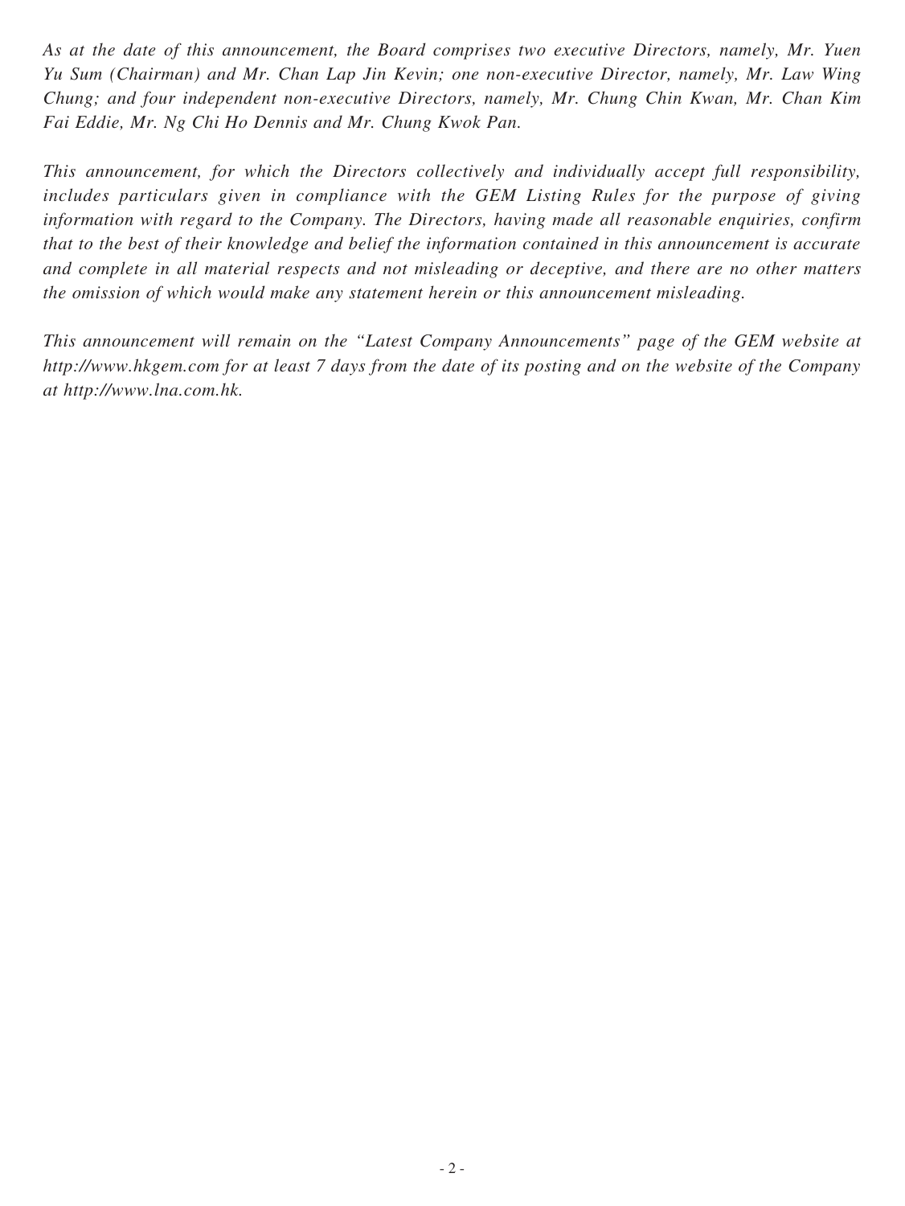*As at the date of this announcement, the Board comprises two executive Directors, namely, Mr. Yuen Yu Sum (Chairman) and Mr. Chan Lap Jin Kevin; one non-executive Director, namely, Mr. Law Wing Chung; and four independent non-executive Directors, namely, Mr. Chung Chin Kwan, Mr. Chan Kim Fai Eddie, Mr. Ng Chi Ho Dennis and Mr. Chung Kwok Pan.*

*This announcement, for which the Directors collectively and individually accept full responsibility, includes particulars given in compliance with the GEM Listing Rules for the purpose of giving information with regard to the Company. The Directors, having made all reasonable enquiries, confirm that to the best of their knowledge and belief the information contained in this announcement is accurate and complete in all material respects and not misleading or deceptive, and there are no other matters the omission of which would make any statement herein or this announcement misleading.*

*This announcement will remain on the "Latest Company Announcements" page of the GEM website at http://www.hkgem.com for at least 7 days from the date of its posting and on the website of the Company at http://www.lna.com.hk.*